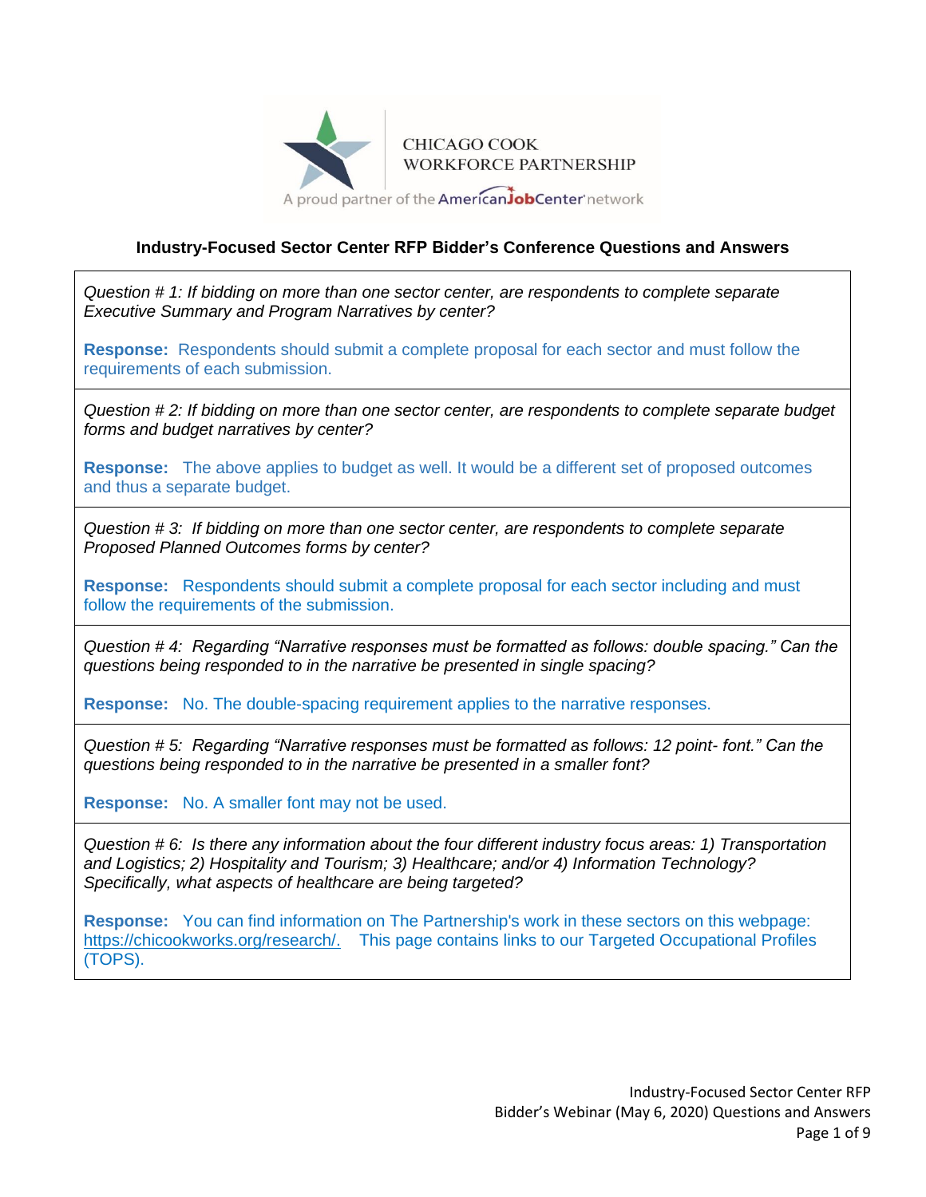CHICAGO COOK WORKFORCE PARTNERSHIP

A proud partner of the AmericanJobCenter network

## Industry-Focused Sector Center RFP Bidder's Conference Questions and Answers

*Question # 1: If bidding on more than one sector center, are respondents to complete separate Executive Summary and Program Narratives by center?*

**Response:** Respondents should submit a complete proposal for each sector and must follow the requirements of each submission.

---

*Question # 2: If bidding on more than one sector center, are respondents to complete separate budget forms and budget narratives by center?*

**Response:** The above applies to budget as well. It would be a different set of proposed outcomes and thus a separate budget.

---

*Question # 3: If bidding on more than one sector center, are respondents to complete separate Proposed Planned Outcomes forms by center?*

**Response:** Respondents should submit a complete proposal for each sector including and must follow the requirements of the submission.

---

*Question # 4: Regarding "Narrative responses must be formatted as follows: double spacing." Can the questions being responded to in the narrative be presented in single spacing?*

**Response:** No. The double-spacing requirement applies to the narrative responses.

---

*Question # 5: Regarding "Narrative responses must be formatted as follows: 12 point- font." Can the questions being responded to in the narrative be presented in a smaller font?*

**Response:** No. A smaller font may not be used.

---

*Question # 6: Is there any information about the four different industry focus areas: 1) Transportation and Logistics; 2) Hospitality and Tourism; 3) Healthcare; and/or 4) Information Technology? Specifically, what aspects of healthcare are being targeted?*

**Response:** You can find information on The Partnership's work in these sectors on this webpage: https://chicookworks.org/research/. This page contains links to our Targeted Occupational Profiles (TOPS).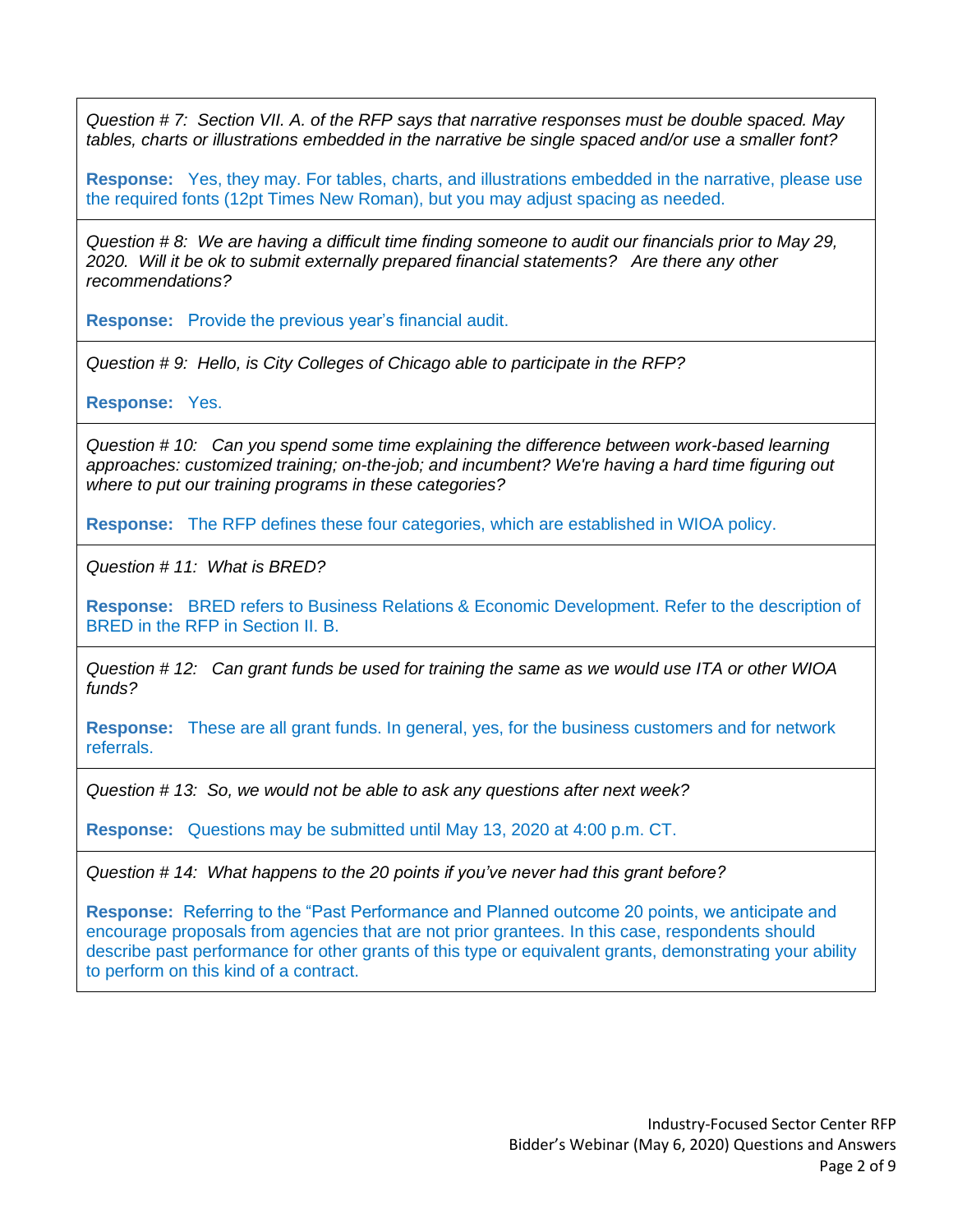*Question # 7: Section VII. A. of the RFP says that narrative responses must be double spaced. May tables, charts or illustrations embedded in the narrative be single spaced and/or use a smaller font?*

**Response:** Yes, they may. For tables, charts, and illustrations embedded in the narrative, please use the required fonts (12pt Times New Roman), but you may adjust spacing as needed.

*Question # 8: We are having a difficult time finding someone to audit our financials prior to May 29, 2020. Will it be ok to submit externally prepared financial statements? Are there any other recommendations?*

**Response:** Provide the previous year's financial audit.

*Question # 9: Hello, is City Colleges of Chicago able to participate in the RFP?*

**Response:** Yes.

*Question # 10: Can you spend some time explaining the difference between work-based learning approaches: customized training; on-the-job; and incumbent? We're having a hard time figuring out where to put our training programs in these categories?*

**Response:** The RFP defines these four categories, which are established in WIOA policy.

*Question # 11: What is BRED?*

**Response:** BRED refers to Business Relations & Economic Development. Refer to the description of BRED in the RFP in Section II. B.

*Question # 12: Can grant funds be used for training the same as we would use ITA or other WIOA funds?*

**Response:** These are all grant funds. In general, yes, for the business customers and for network referrals.

*Question # 13: So, we would not be able to ask any questions after next week?*

**Response:** Questions may be submitted until May 13, 2020 at 4:00 p.m. CT.

*Question # 14: What happens to the 20 points if you've never had this grant before?*

**Response:** Referring to the "Past Performance and Planned outcome 20 points, we anticipate and encourage proposals from agencies that are not prior grantees. In this case, respondents should describe past performance for other grants of this type or equivalent grants, demonstrating your ability to perform on this kind of a contract.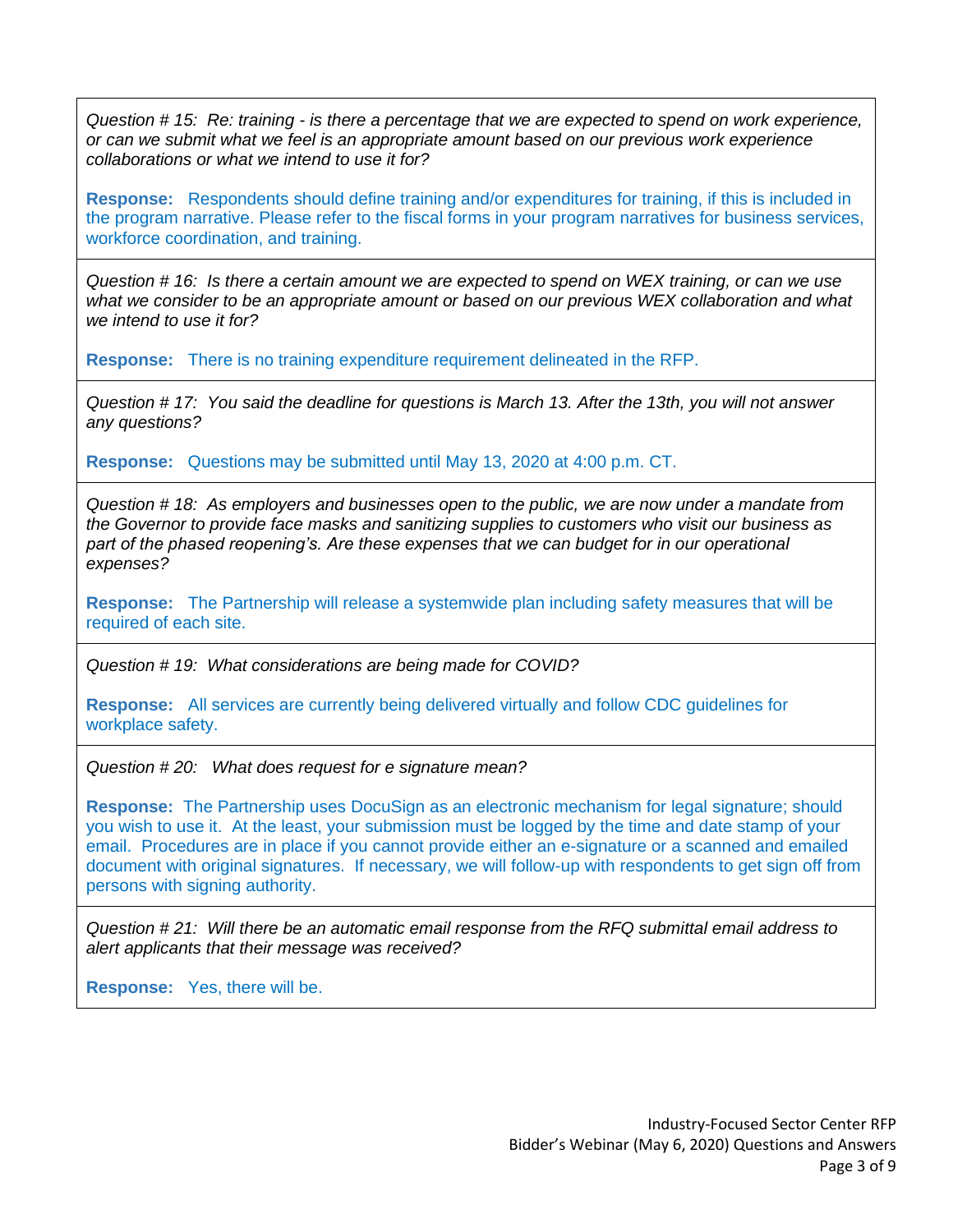*Question # 15: Re: training - is there a percentage that we are expected to spend on work experience, or can we submit what we feel is an appropriate amount based on our previous work experience collaborations or what we intend to use it for?*

**Response:** Respondents should define training and/or expenditures for training, if this is included in the program narrative. Please refer to the fiscal forms in your program narratives for business services, workforce coordination, and training.

*Question # 16: Is there a certain amount we are expected to spend on WEX training, or can we use what we consider to be an appropriate amount or based on our previous WEX collaboration and what we intend to use it for?*

**Response:** There is no training expenditure requirement delineated in the RFP.

*Question # 17: You said the deadline for questions is March 13. After the 13th, you will not answer any questions?*

**Response:** Questions may be submitted until May 13, 2020 at 4:00 p.m. CT.

*Question # 18: As employers and businesses open to the public, we are now under a mandate from the Governor to provide face masks and sanitizing supplies to customers who visit our business as part of the phased reopening's. Are these expenses that we can budget for in our operational expenses?*

**Response:** The Partnership will release a systemwide plan including safety measures that will be required of each site.

*Question # 19: What considerations are being made for COVID?*

**Response:** All services are currently being delivered virtually and follow CDC guidelines for workplace safety.

*Question # 20: What does request for e signature mean?*

**Response:** The Partnership uses DocuSign as an electronic mechanism for legal signature; should you wish to use it. At the least, your submission must be logged by the time and date stamp of your email. Procedures are in place if you cannot provide either an e-signature or a scanned and emailed document with original signatures. If necessary, we will follow-up with respondents to get sign off from persons with signing authority.

*Question # 21: Will there be an automatic email response from the RFQ submittal email address to alert applicants that their message was received?*

**Response:** Yes, there will be.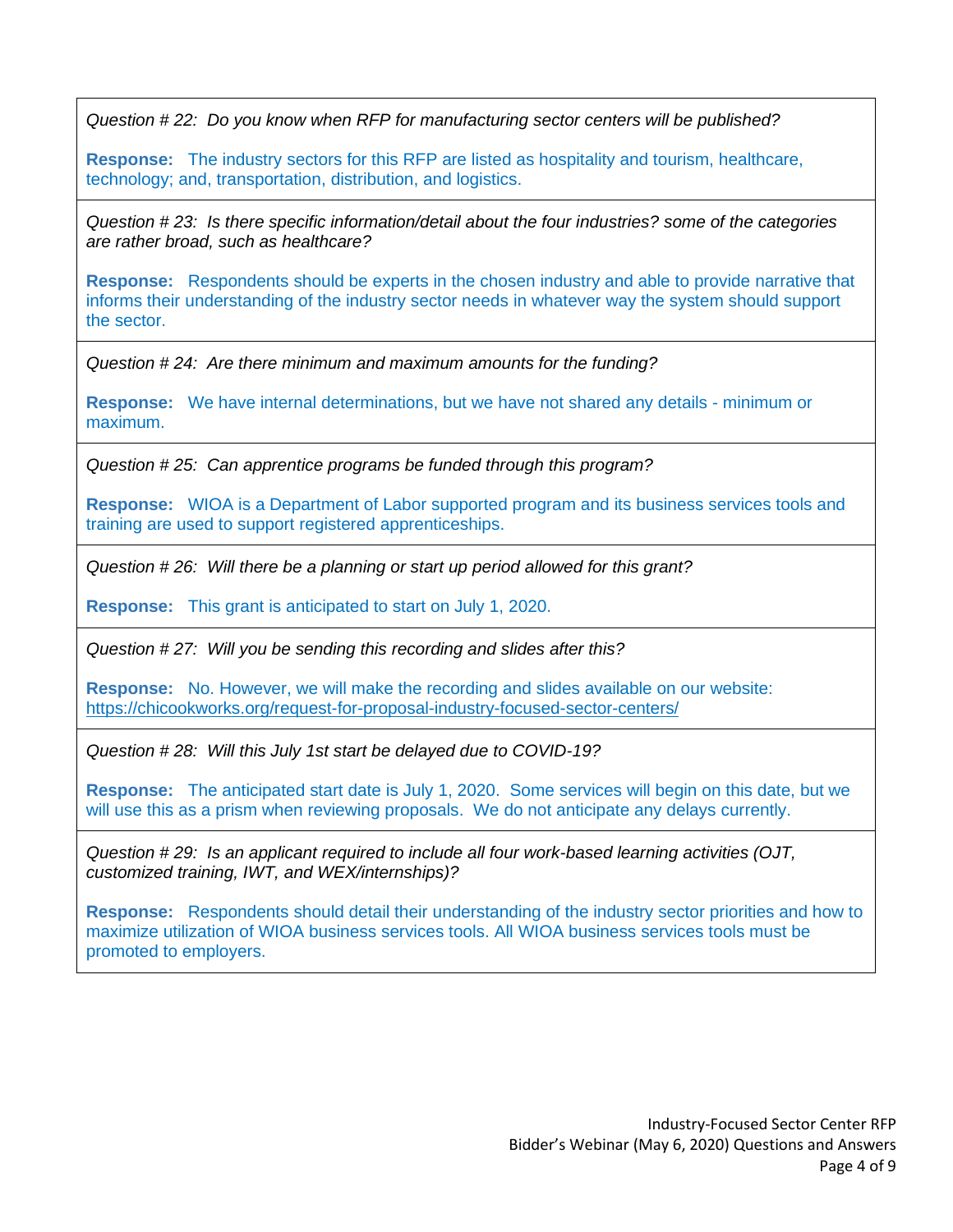*Question # 22: Do you know when RFP for manufacturing sector centers will be published?*

**Response:** The industry sectors for this RFP are listed as hospitality and tourism, healthcare, technology; and, transportation, distribution, and logistics.

---

*Question # 23: Is there specific information/detail about the four industries? some of the categories are rather broad, such as healthcare?*

**Response:** Respondents should be experts in the chosen industry and able to provide narrative that informs their understanding of the industry sector needs in whatever way the system should support the sector.

---

*Question # 24: Are there minimum and maximum amounts for the funding?*

**Response:** We have internal determinations, but we have not shared any details - minimum or maximum.

---

*Question # 25: Can apprentice programs be funded through this program?*

**Response:** WIOA is a Department of Labor supported program and its business services tools and training are used to support registered apprenticeships.

---

*Question # 26: Will there be a planning or start up period allowed for this grant?*

**Response:** This grant is anticipated to start on July 1, 2020.

---

*Question # 27: Will you be sending this recording and slides after this?*

**Response:** No. However, we will make the recording and slides available on our website: https://chicookworks.org/request-for-proposal-industry-focused-sector-centers/

---

*Question # 28: Will this July 1st start be delayed due to COVID-19?*

**Response:** The anticipated start date is July 1, 2020. Some services will begin on this date, but we will use this as a prism when reviewing proposals. We do not anticipate any delays currently.

---

*Question # 29: Is an applicant required to include all four work-based learning activities (OJT, customized training, IWT, and WEX/internships)?*

**Response:** Respondents should detail their understanding of the industry sector priorities and how to maximize utilization of WIOA business services tools. All WIOA business services tools must be promoted to employers.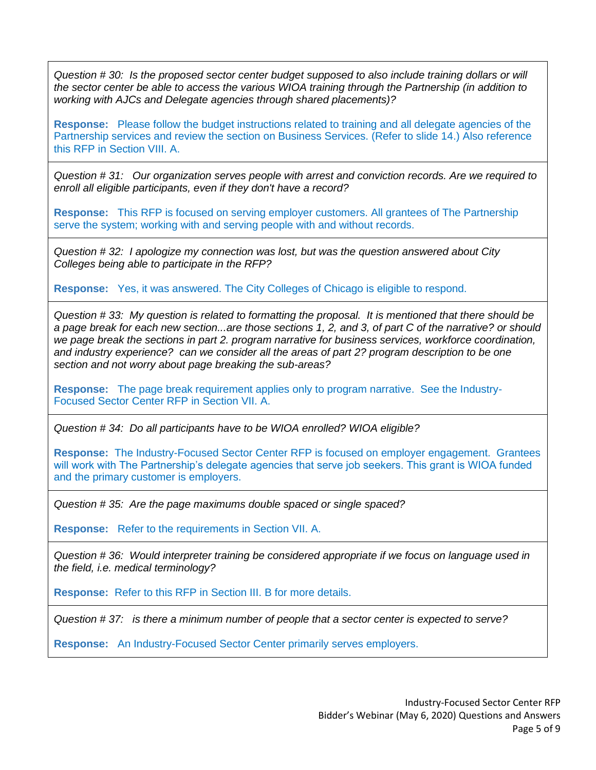*Question # 30: Is the proposed sector center budget supposed to also include training dollars or will the sector center be able to access the various WIOA training through the Partnership (in addition to working with AJCs and Delegate agencies through shared placements)?*

**Response:** Please follow the budget instructions related to training and all delegate agencies of the Partnership services and review the section on Business Services. (Refer to slide 14.) Also reference this RFP in Section VIII. A.

---

*Question # 31: Our organization serves people with arrest and conviction records. Are we required to enroll all eligible participants, even if they don't have a record?*

**Response:** This RFP is focused on serving employer customers. All grantees of The Partnership serve the system; working with and serving people with and without records.

---

*Question # 32: I apologize my connection was lost, but was the question answered about City Colleges being able to participate in the RFP?*

**Response:** Yes, it was answered. The City Colleges of Chicago is eligible to respond.

---

*Question # 33: My question is related to formatting the proposal. It is mentioned that there should be a page break for each new section...are those sections 1, 2, and 3, of part C of the narrative? or should we page break the sections in part 2. program narrative for business services, workforce coordination, and industry experience? can we consider all the areas of part 2? program description to be one section and not worry about page breaking the sub-areas?*

**Response:** The page break requirement applies only to program narrative. See the Industry-Focused Sector Center RFP in Section VII. A.

---

*Question # 34: Do all participants have to be WIOA enrolled? WIOA eligible?*

**Response:** The Industry-Focused Sector Center RFP is focused on employer engagement. Grantees will work with The Partnership's delegate agencies that serve job seekers. This grant is WIOA funded and the primary customer is employers.

---

*Question # 35: Are the page maximums double spaced or single spaced?*

**Response:** Refer to the requirements in Section VII. A.

---

*Question # 36: Would interpreter training be considered appropriate if we focus on language used in the field, i.e. medical terminology?*

**Response:** Refer to this RFP in Section III. B for more details.

---

*Question # 37: is there a minimum number of people that a sector center is expected to serve?*

**Response:** An Industry-Focused Sector Center primarily serves employers.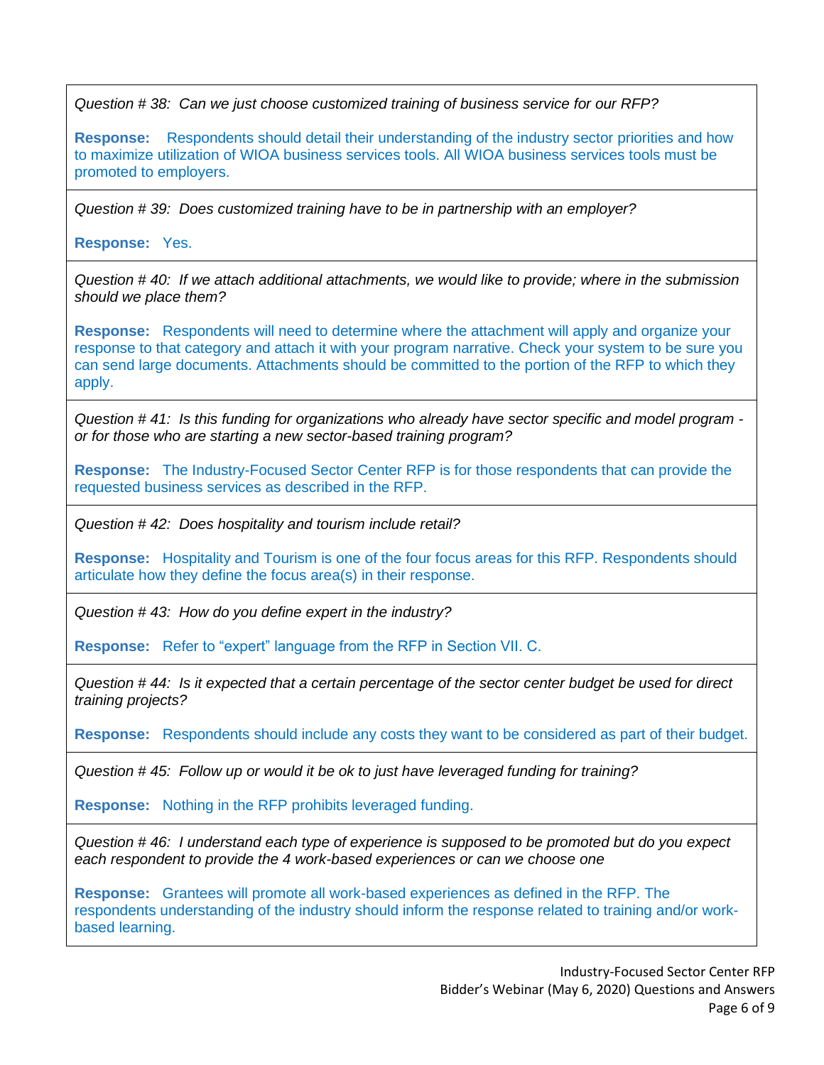*Question # 38: Can we just choose customized training of business service for our RFP?*

**Response:** Respondents should detail their understanding of the industry sector priorities and how to maximize utilization of WIOA business services tools. All WIOA business services tools must be promoted to employers.

---

*Question # 39: Does customized training have to be in partnership with an employer?*

**Response:** Yes.

---

*Question # 40: If we attach additional attachments, we would like to provide; where in the submission should we place them?*

**Response:** Respondents will need to determine where the attachment will apply and organize your response to that category and attach it with your program narrative. Check your system to be sure you can send large documents. Attachments should be committed to the portion of the RFP to which they apply.

---

*Question # 41: Is this funding for organizations who already have sector specific and model program - or for those who are starting a new sector-based training program?*

**Response:** The Industry-Focused Sector Center RFP is for those respondents that can provide the requested business services as described in the RFP.

---

*Question # 42: Does hospitality and tourism include retail?*

**Response:** Hospitality and Tourism is one of the four focus areas for this RFP. Respondents should articulate how they define the focus area(s) in their response.

---

*Question # 43: How do you define expert in the industry?*

**Response:** Refer to "expert" language from the RFP in Section VII. C.

---

*Question # 44: Is it expected that a certain percentage of the sector center budget be used for direct training projects?*

**Response:** Respondents should include any costs they want to be considered as part of their budget.

---

*Question # 45: Follow up or would it be ok to just have leveraged funding for training?*

**Response:** Nothing in the RFP prohibits leveraged funding.

---

*Question # 46: I understand each type of experience is supposed to be promoted but do you expect each respondent to provide the 4 work-based experiences or can we choose one*

**Response:** Grantees will promote all work-based experiences as defined in the RFP. The respondents understanding of the industry should inform the response related to training and/or work-based learning.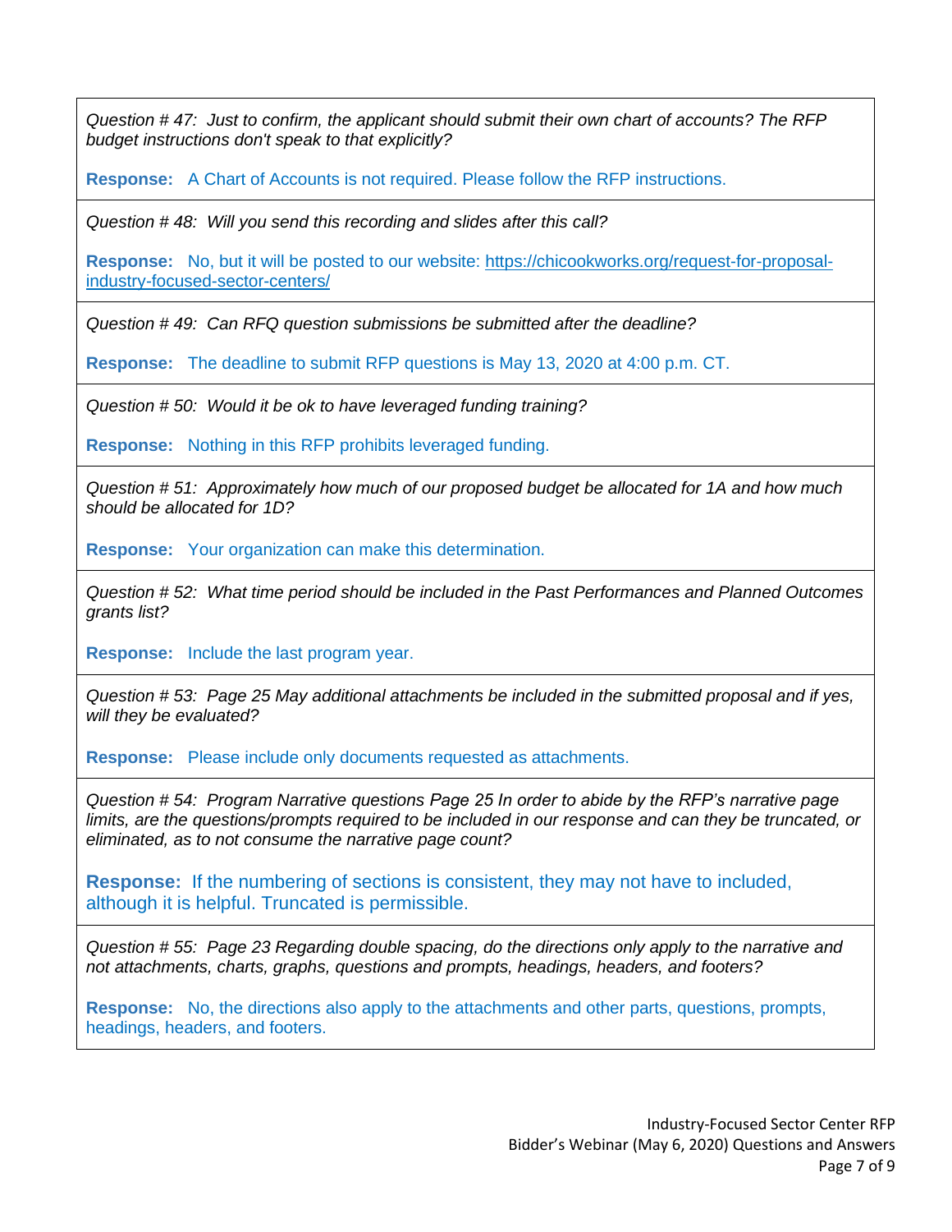*Question # 47: Just to confirm, the applicant should submit their own chart of accounts? The RFP budget instructions don't speak to that explicitly?*

**Response:** A Chart of Accounts is not required. Please follow the RFP instructions.

---

*Question # 48: Will you send this recording and slides after this call?*

**Response:** No, but it will be posted to our website: https://chicookworks.org/request-for-proposal-industry-focused-sector-centers/

---

*Question # 49: Can RFQ question submissions be submitted after the deadline?*

**Response:** The deadline to submit RFP questions is May 13, 2020 at 4:00 p.m. CT.

---

*Question # 50: Would it be ok to have leveraged funding training?*

**Response:** Nothing in this RFP prohibits leveraged funding.

---

*Question # 51: Approximately how much of our proposed budget be allocated for 1A and how much should be allocated for 1D?*

**Response:** Your organization can make this determination.

---

*Question # 52: What time period should be included in the Past Performances and Planned Outcomes grants list?*

**Response:** Include the last program year.

---

*Question # 53: Page 25 May additional attachments be included in the submitted proposal and if yes, will they be evaluated?*

**Response:** Please include only documents requested as attachments.

---

*Question # 54: Program Narrative questions Page 25 In order to abide by the RFP's narrative page limits, are the questions/prompts required to be included in our response and can they be truncated, or eliminated, as to not consume the narrative page count?*

**Response:** If the numbering of sections is consistent, they may not have to included, although it is helpful. Truncated is permissible.

---

*Question # 55: Page 23 Regarding double spacing, do the directions only apply to the narrative and not attachments, charts, graphs, questions and prompts, headings, headers, and footers?*

**Response:** No, the directions also apply to the attachments and other parts, questions, prompts, headings, headers, and footers.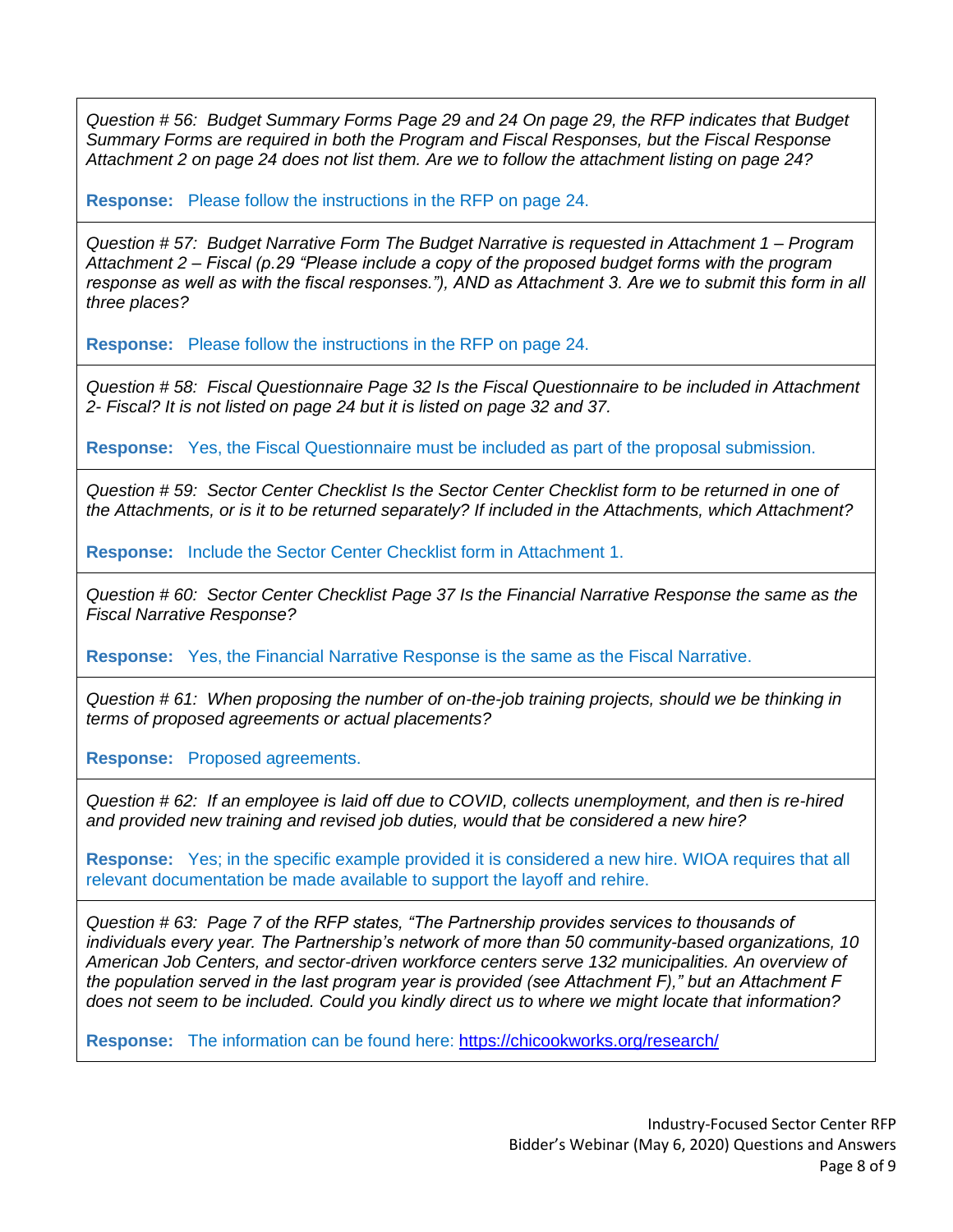*Question # 56: Budget Summary Forms Page 29 and 24 On page 29, the RFP indicates that Budget Summary Forms are required in both the Program and Fiscal Responses, but the Fiscal Response Attachment 2 on page 24 does not list them. Are we to follow the attachment listing on page 24?*

**Response:** Please follow the instructions in the RFP on page 24.

---

*Question # 57: Budget Narrative Form The Budget Narrative is requested in Attachment 1 – Program Attachment 2 – Fiscal (p.29 "Please include a copy of the proposed budget forms with the program response as well as with the fiscal responses."), AND as Attachment 3. Are we to submit this form in all three places?*

**Response:** Please follow the instructions in the RFP on page 24.

---

*Question # 58: Fiscal Questionnaire Page 32 Is the Fiscal Questionnaire to be included in Attachment 2- Fiscal? It is not listed on page 24 but it is listed on page 32 and 37.*

**Response:** Yes, the Fiscal Questionnaire must be included as part of the proposal submission.

---

*Question # 59: Sector Center Checklist Is the Sector Center Checklist form to be returned in one of the Attachments, or is it to be returned separately? If included in the Attachments, which Attachment?*

**Response:** Include the Sector Center Checklist form in Attachment 1.

---

*Question # 60: Sector Center Checklist Page 37 Is the Financial Narrative Response the same as the Fiscal Narrative Response?*

**Response:** Yes, the Financial Narrative Response is the same as the Fiscal Narrative.

---

*Question # 61: When proposing the number of on-the-job training projects, should we be thinking in terms of proposed agreements or actual placements?*

**Response:** Proposed agreements.

---

*Question # 62: If an employee is laid off due to COVID, collects unemployment, and then is re-hired and provided new training and revised job duties, would that be considered a new hire?*

**Response:** Yes; in the specific example provided it is considered a new hire. WIOA requires that all relevant documentation be made available to support the layoff and rehire.

---

*Question # 63: Page 7 of the RFP states, "The Partnership provides services to thousands of individuals every year. The Partnership's network of more than 50 community-based organizations, 10 American Job Centers, and sector-driven workforce centers serve 132 municipalities. An overview of the population served in the last program year is provided (see Attachment F)," but an Attachment F does not seem to be included. Could you kindly direct us to where we might locate that information?*

**Response:** The information can be found here: [https://chicookworks.org/research/](https://chicookworks.org/research/)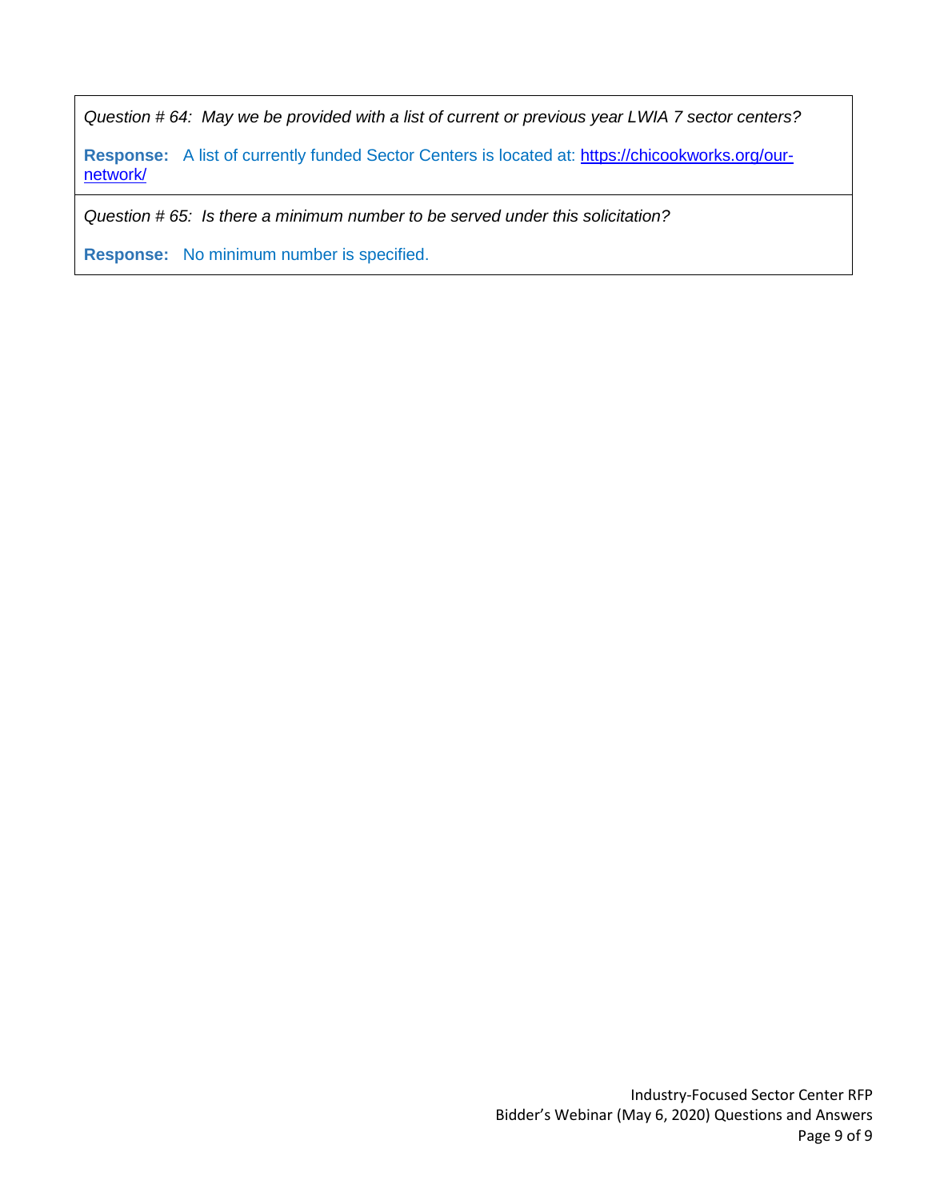*Question # 64: May we be provided with a list of current or previous year LWIA 7 sector centers?*

**Response:** A list of currently funded Sector Centers is located at: [https://chicookworks.org/our-network/](https://chicookworks.org/our-network/)

*Question # 65: Is there a minimum number to be served under this solicitation?*

**Response:** No minimum number is specified.